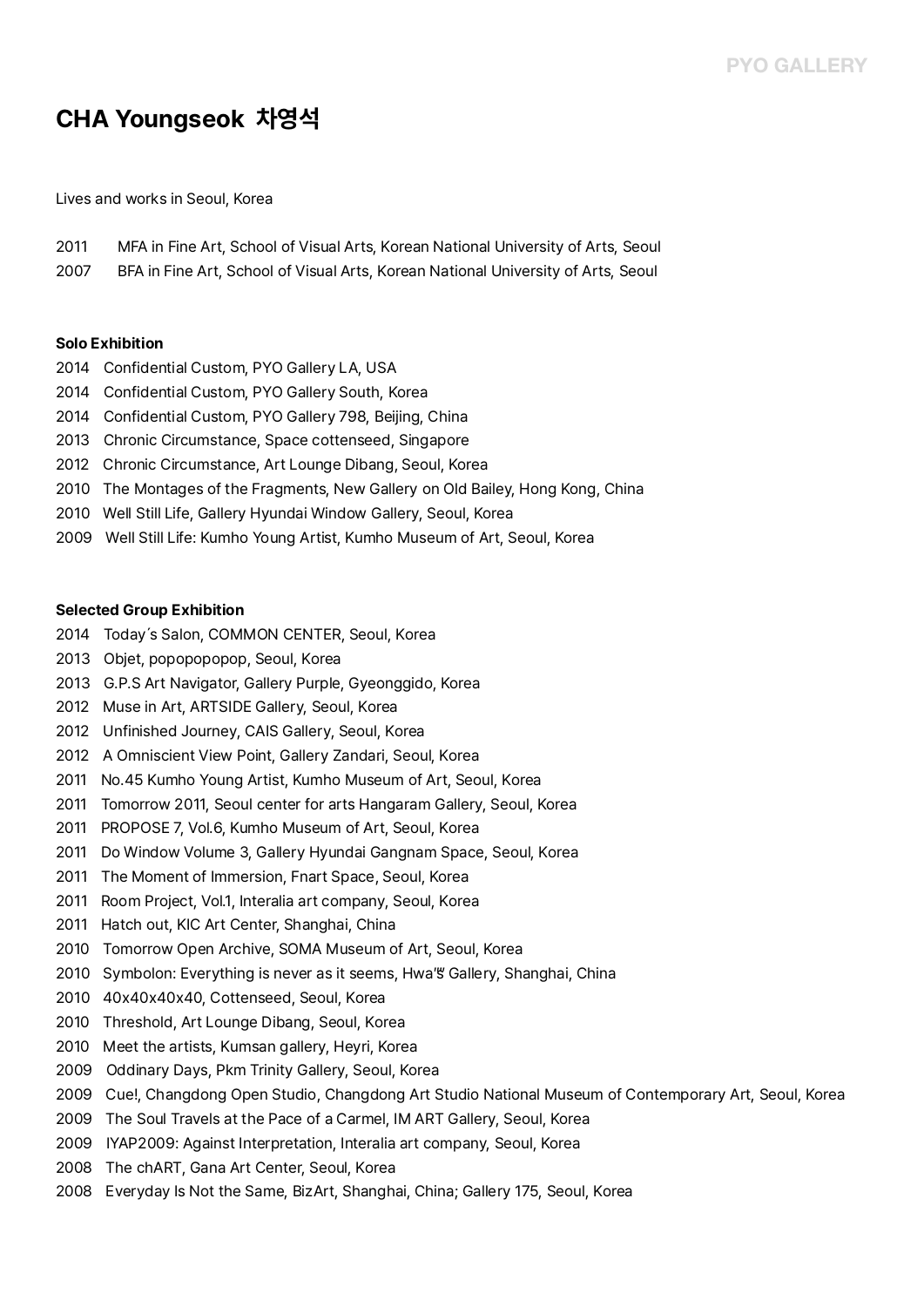# CHA Youngseok 차영석

Lives and works in Seoul, Korea

2011 MFA in Fine Art, School of Visual Arts, Korean National University of Arts, Seoul
2007 BFA in Fine Art, School of Visual Arts, Korean National University of Arts, Seoul

**Solo Exhibition**

2014 Confidential Custom, PYO Gallery LA, USA
2014 Confidential Custom, PYO Gallery South, Korea
2014 Confidential Custom, PYO Gallery 798, Beijing, China
2013 Chronic Circumstance, Space cottenseed, Singapore
2012 Chronic Circumstance, Art Lounge Dibang, Seoul, Korea
2010 The Montages of the Fragments, New Gallery on Old Bailey, Hong Kong, China
2010 Well Still Life, Gallery Hyundai Window Gallery, Seoul, Korea
2009 Well Still Life: Kumho Young Artist, Kumho Museum of Art, Seoul, Korea

**Selected Group Exhibition**

2014 Today´s Salon, COMMON CENTER, Seoul, Korea
2013 Objet, popopopopop, Seoul, Korea
2013 G.P.S Art Navigator, Gallery Purple, Gyeonggido, Korea
2012 Muse in Art, ARTSIDE Gallery, Seoul, Korea
2012 Unfinished Journey, CAIS Gallery, Seoul, Korea
2012 A Omniscient View Point, Gallery Zandari, Seoul, Korea
2011 No.45 Kumho Young Artist, Kumho Museum of Art, Seoul, Korea
2011 Tomorrow 2011, Seoul center for arts Hangaram Gallery, Seoul, Korea
2011 PROPOSE 7, Vol.6, Kumho Museum of Art, Seoul, Korea
2011 Do Window Volume 3, Gallery Hyundai Gangnam Space, Seoul, Korea
2011 The Moment of Immersion, Fnart Space, Seoul, Korea
2011 Room Project, Vol.1, Interalia art company, Seoul, Korea
2011 Hatch out, KIC Art Center, Shanghai, China
2010 Tomorrow Open Archive, SOMA Museum of Art, Seoul, Korea
2010 Symbolon: Everything is never as it seems, Hwa'왕 Gallery, Shanghai, China
2010 40x40x40x40, Cottenseed, Seoul, Korea
2010 Threshold, Art Lounge Dibang, Seoul, Korea
2010 Meet the artists, Kumsan gallery, Heyri, Korea
2009 Oddinary Days, Pkm Trinity Gallery, Seoul, Korea
2009 Cue!, Changdong Open Studio, Changdong Art Studio National Museum of Contemporary Art, Seoul, Korea
2009 The Soul Travels at the Pace of a Carmel, IM ART Gallery, Seoul, Korea
2009 IYAP2009: Against Interpretation, Interalia art company, Seoul, Korea
2008 The chART, Gana Art Center, Seoul, Korea
2008 Everyday Is Not the Same, BizArt, Shanghai, China; Gallery 175, Seoul, Korea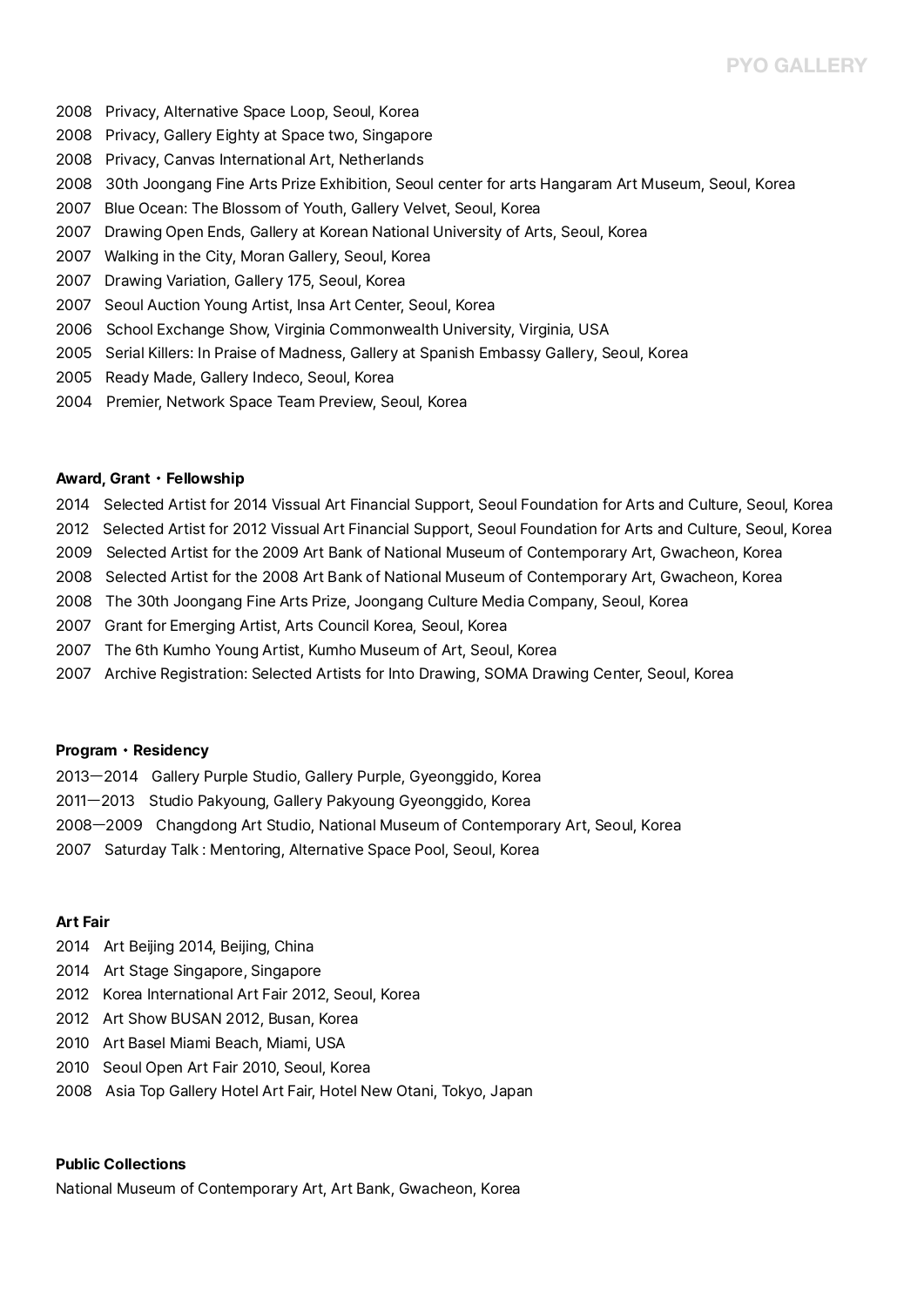2008 Privacy, Alternative Space Loop, Seoul, Korea
2008 Privacy, Gallery Eighty at Space two, Singapore
2008 Privacy, Canvas International Art, Netherlands
2008 30th Joongang Fine Arts Prize Exhibition, Seoul center for arts Hangaram Art Museum, Seoul, Korea
2007 Blue Ocean: The Blossom of Youth, Gallery Velvet, Seoul, Korea
2007 Drawing Open Ends, Gallery at Korean National University of Arts, Seoul, Korea
2007 Walking in the City, Moran Gallery, Seoul, Korea
2007 Drawing Variation, Gallery 175, Seoul, Korea
2007 Seoul Auction Young Artist, Insa Art Center, Seoul, Korea
2006 School Exchange Show, Virginia Commonwealth University, Virginia, USA
2005 Serial Killers: In Praise of Madness, Gallery at Spanish Embassy Gallery, Seoul, Korea
2005 Ready Made, Gallery Indeco, Seoul, Korea
2004 Premier, Network Space Team Preview, Seoul, Korea

**Award, Grant・Fellowship**

2014 Selected Artist for 2014 Vissual Art Financial Support, Seoul Foundation for Arts and Culture, Seoul, Korea
2012 Selected Artist for 2012 Vissual Art Financial Support, Seoul Foundation for Arts and Culture, Seoul, Korea
2009 Selected Artist for the 2009 Art Bank of National Museum of Contemporary Art, Gwacheon, Korea
2008 Selected Artist for the 2008 Art Bank of National Museum of Contemporary Art, Gwacheon, Korea
2008 The 30th Joongang Fine Arts Prize, Joongang Culture Media Company, Seoul, Korea
2007 Grant for Emerging Artist, Arts Council Korea, Seoul, Korea
2007 The 6th Kumho Young Artist, Kumho Museum of Art, Seoul, Korea
2007 Archive Registration: Selected Artists for Into Drawing, SOMA Drawing Center, Seoul, Korea

**Program・Residency**

2013—2014 Gallery Purple Studio, Gallery Purple, Gyeonggido, Korea
2011—2013 Studio Pakyoung, Gallery Pakyoung Gyeonggido, Korea
2008—2009 Changdong Art Studio, National Museum of Contemporary Art, Seoul, Korea
2007 Saturday Talk : Mentoring, Alternative Space Pool, Seoul, Korea

**Art Fair**

2014 Art Beijing 2014, Beijing, China
2014 Art Stage Singapore, Singapore
2012 Korea International Art Fair 2012, Seoul, Korea
2012 Art Show BUSAN 2012, Busan, Korea
2010 Art Basel Miami Beach, Miami, USA
2010 Seoul Open Art Fair 2010, Seoul, Korea
2008 Asia Top Gallery Hotel Art Fair, Hotel New Otani, Tokyo, Japan

**Public Collections**

National Museum of Contemporary Art, Art Bank, Gwacheon, Korea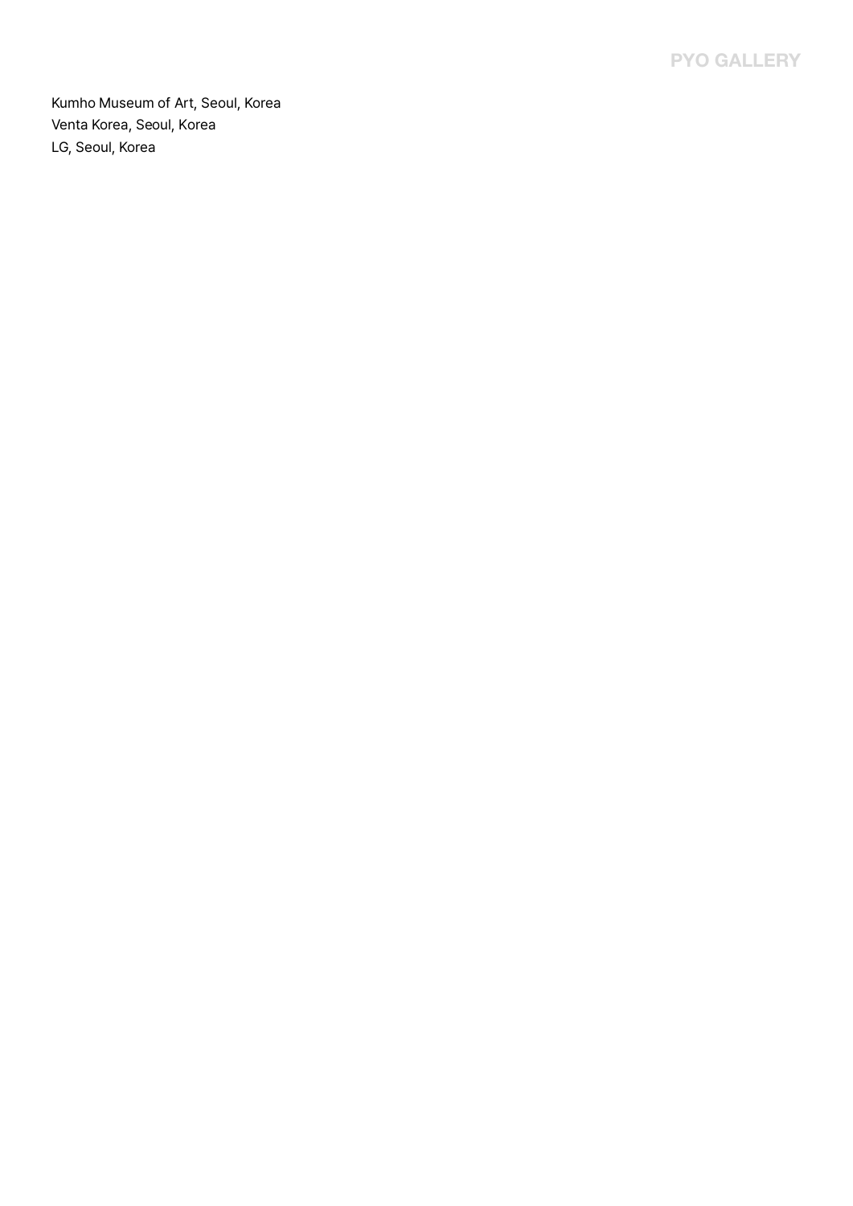Kumho Museum of Art, Seoul, Korea
Venta Korea, Seoul, Korea
LG, Seoul, Korea